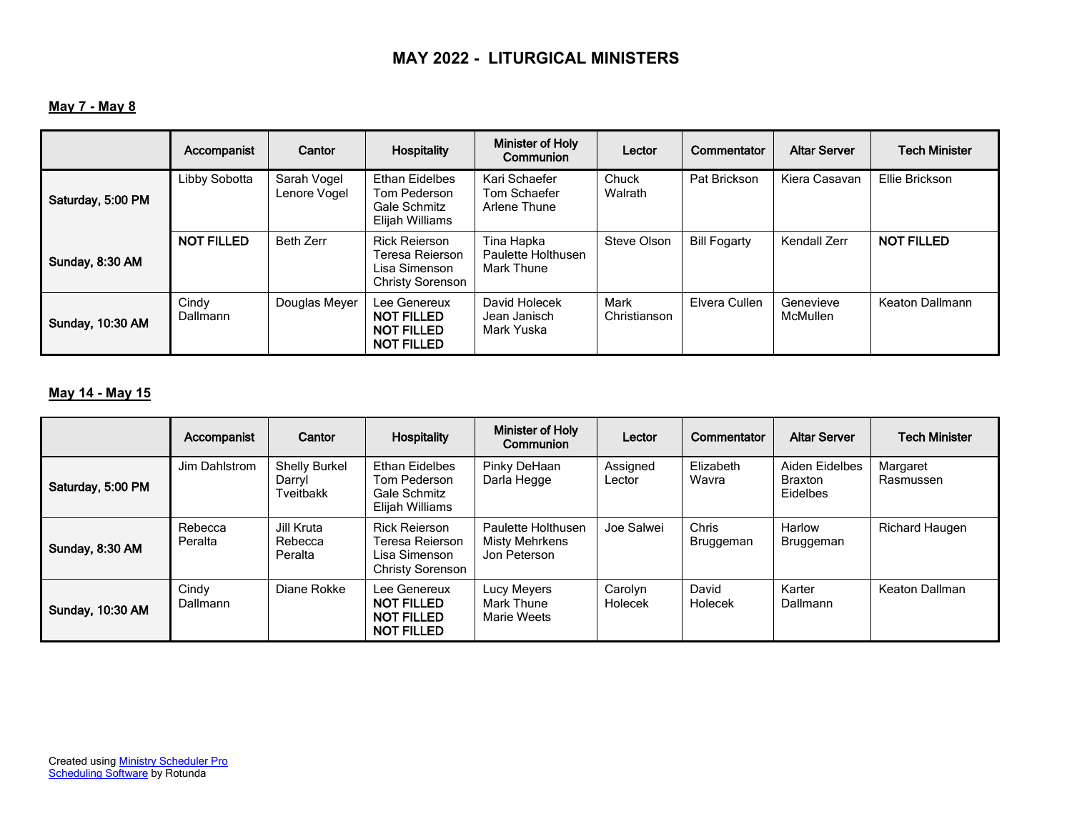# MAY 2022 - LITURGICAL MINISTERS

**May 7 - May 8**

| | Accompanist | Cantor | Hospitality | Minister of Holy Communion | Lector | Commentator | Altar Server | Tech Minister |
|---|---|---|---|---|---|---|---|---|
| **Saturday, 5:00 PM** | Libby Sobotta | Sarah Vogel<br>Lenore Vogel | Ethan Eidelbes<br>Tom Pederson<br>Gale Schmitz<br>Elijah Williams | Kari Schaefer<br>Tom Schaefer<br>Arlene Thune | Chuck Walrath | Pat Brickson | Kiera Casavan | Ellie Brickson |
| **Sunday, 8:30 AM** | **NOT FILLED** | Beth Zerr | Rick Reierson<br>Teresa Reierson<br>Lisa Simenson<br>Christy Sorenson | Tina Hapka<br>Paulette Holthusen<br>Mark Thune | Steve Olson | Bill Fogarty | Kendall Zerr | **NOT FILLED** |
| **Sunday, 10:30 AM** | Cindy Dallmann | Douglas Meyer | Lee Genereux<br>**NOT FILLED**<br>**NOT FILLED**<br>**NOT FILLED** | David Holecek<br>Jean Janisch<br>Mark Yuska | Mark Christianson | Elvera Cullen | Genevieve McMullen | Keaton Dallmann |

**May 14 - May 15**

| | Accompanist | Cantor | Hospitality | Minister of Holy Communion | Lector | Commentator | Altar Server | Tech Minister |
|---|---|---|---|---|---|---|---|---|
| **Saturday, 5:00 PM** | Jim Dahlstrom | Shelly Burkel<br>Darryl Tveitbakk | Ethan Eidelbes<br>Tom Pederson<br>Gale Schmitz<br>Elijah Williams | Pinky DeHaan<br>Darla Hegge | Assigned Lector | Elizabeth Wavra | Aiden Eidelbes<br>Braxton Eidelbes | Margaret Rasmussen |
| **Sunday, 8:30 AM** | Rebecca Peralta | Jill Kruta<br>Rebecca Peralta | Rick Reierson<br>Teresa Reierson<br>Lisa Simenson<br>Christy Sorenson | Paulette Holthusen<br>Misty Mehrkens<br>Jon Peterson | Joe Salwei | Chris Bruggeman | Harlow Bruggeman | Richard Haugen |
| **Sunday, 10:30 AM** | Cindy Dallmann | Diane Rokke | Lee Genereux<br>**NOT FILLED**<br>**NOT FILLED**<br>**NOT FILLED** | Lucy Meyers<br>Mark Thune<br>Marie Weets | Carolyn Holecek | David Holecek | Karter Dallmann | Keaton Dallman |

Created using Ministry Scheduler Pro Scheduling Software by Rotunda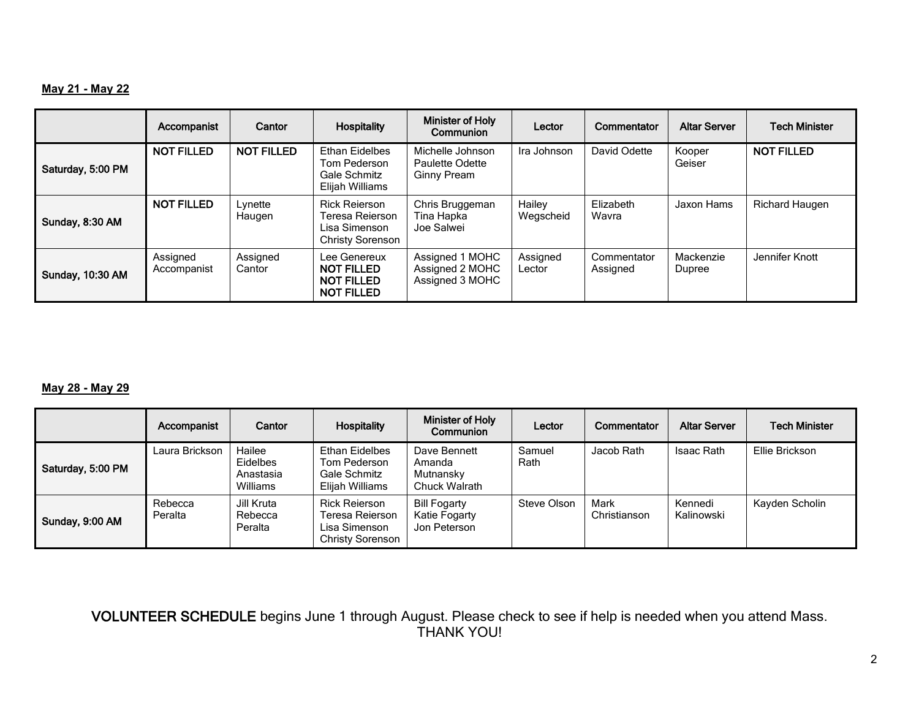**May 21 - May 22**

| | Accompanist | Cantor | Hospitality | Minister of Holy Communion | Lector | Commentator | Altar Server | Tech Minister |
|---|---|---|---|---|---|---|---|---|
| Saturday, 5:00 PM | **NOT FILLED** | **NOT FILLED** | Ethan Eidelbes Tom Pederson Gale Schmitz Elijah Williams | Michelle Johnson Paulette Odette Ginny Pream | Ira Johnson | David Odette | Kooper Geiser | **NOT FILLED** |
| Sunday, 8:30 AM | **NOT FILLED** | Lynette Haugen | Rick Reierson Teresa Reierson Lisa Simenson Christy Sorenson | Chris Bruggeman Tina Hapka Joe Salwei | Hailey Wegscheid | Elizabeth Wavra | Jaxon Hams | Richard Haugen |
| Sunday, 10:30 AM | Assigned Accompanist | Assigned Cantor | Lee Genereux **NOT FILLED** **NOT FILLED** **NOT FILLED** | Assigned 1 MOHC Assigned 2 MOHC Assigned 3 MOHC | Assigned Lector | Commentator Assigned | Mackenzie Dupree | Jennifer Knott |

**May 28 - May 29**

| | Accompanist | Cantor | Hospitality | Minister of Holy Communion | Lector | Commentator | Altar Server | Tech Minister |
|---|---|---|---|---|---|---|---|---|
| Saturday, 5:00 PM | Laura Brickson | Hailee Eidelbes Anastasia Williams | Ethan Eidelbes Tom Pederson Gale Schmitz Elijah Williams | Dave Bennett Amanda Mutnansky Chuck Walrath | Samuel Rath | Jacob Rath | Isaac Rath | Ellie Brickson |
| Sunday, 9:00 AM | Rebecca Peralta | Jill Kruta Rebecca Peralta | Rick Reierson Teresa Reierson Lisa Simenson Christy Sorenson | Bill Fogarty Katie Fogarty Jon Peterson | Steve Olson | Mark Christianson | Kennedi Kalinowski | Kayden Scholin |

VOLUNTEER SCHEDULE begins June 1 through August. Please check to see if help is needed when you attend Mass. THANK YOU!